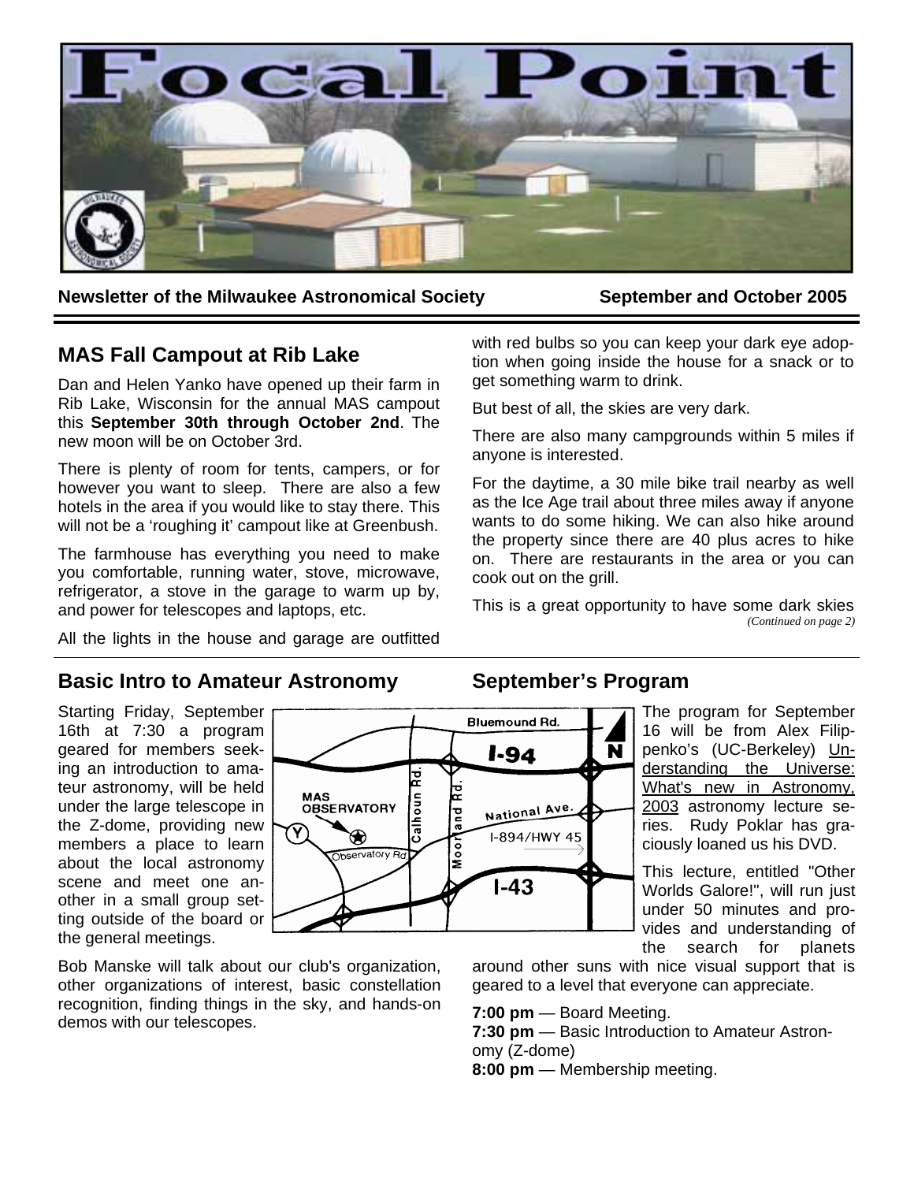# Focal Point

**Newsletter of the Milwaukee Astronomical Society** **September and October 2005**

## MAS Fall Campout at Rib Lake

Dan and Helen Yanko have opened up their farm in Rib Lake, Wisconsin for the annual MAS campout this **September 30th through October 2nd**. The new moon will be on October 3rd.

There is plenty of room for tents, campers, or for however you want to sleep. There are also a few hotels in the area if you would like to stay there. This will not be a 'roughing it' campout like at Greenbush.

The farmhouse has everything you need to make you comfortable, running water, stove, microwave, refrigerator, a stove in the garage to warm up by, and power for telescopes and laptops, etc.

All the lights in the house and garage are outfitted with red bulbs so you can keep your dark eye adoption when going inside the house for a snack or to get something warm to drink.

But best of all, the skies are very dark.

There are also many campgrounds within 5 miles if anyone is interested.

For the daytime, a 30 mile bike trail nearby as well as the Ice Age trail about three miles away if anyone wants to do some hiking. We can also hike around the property since there are 40 plus acres to hike on. There are restaurants in the area or you can cook out on the grill.

This is a great opportunity to have some dark skies

*(Continued on page 2)*

## Basic Intro to Amateur Astronomy

Starting Friday, September 16th at 7:30 a program geared for members seeking an introduction to amateur astronomy, will be held under the large telescope in the Z-dome, providing new members a place to learn about the local astronomy scene and meet one another in a small group setting outside of the board or the general meetings.

Bob Manske will talk about our club's organization, other organizations of interest, basic constellation recognition, finding things in the sky, and hands-on demos with our telescopes.

## September's Program

The program for September 16 will be from Alex Filippenko's (UC-Berkeley) Understanding the Universe: What's new in Astronomy, 2003 astronomy lecture series. Rudy Poklar has graciously loaned us his DVD.

This lecture, entitled "Other Worlds Galore!", will run just under 50 minutes and provides and understanding of the search for planets around other suns with nice visual support that is geared to a level that everyone can appreciate.

**7:00 pm** — Board Meeting.
**7:30 pm** — Basic Introduction to Amateur Astronomy (Z-dome)
**8:00 pm** — Membership meeting.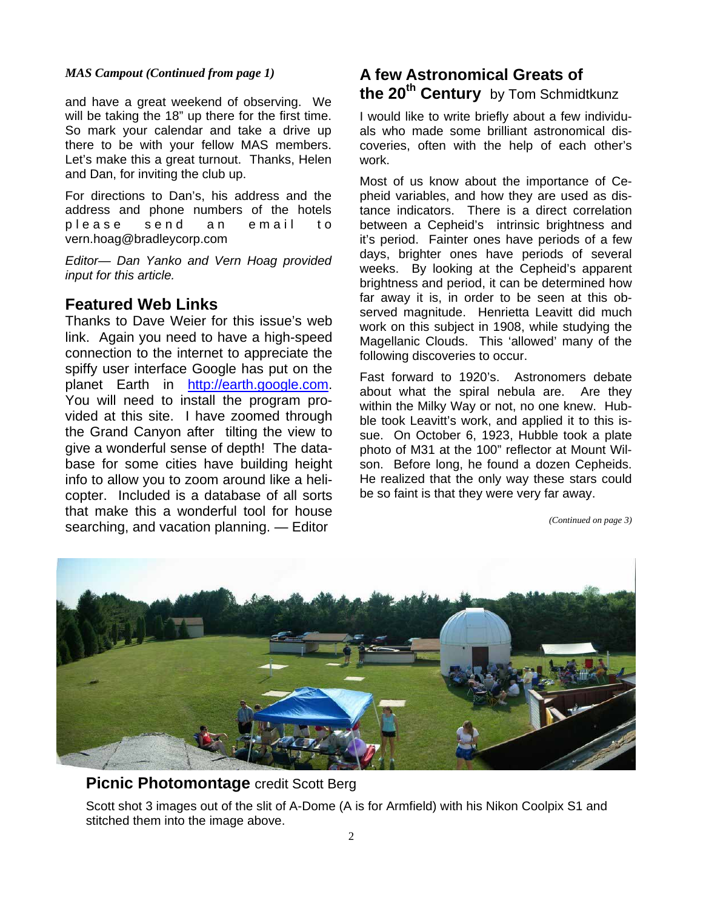*MAS Campout (Continued from page 1)*

and have a great weekend of observing. We will be taking the 18" up there for the first time. So mark your calendar and take a drive up there to be with your fellow MAS members. Let's make this a great turnout. Thanks, Helen and Dan, for inviting the club up.

For directions to Dan's, his address and the address and phone numbers of the hotels please send an email to vern.hoag@bradleycorp.com

*Editor— Dan Yanko and Vern Hoag provided input for this article.*

## Featured Web Links

Thanks to Dave Weier for this issue's web link. Again you need to have a high-speed connection to the internet to appreciate the spiffy user interface Google has put on the planet Earth in http://earth.google.com. You will need to install the program provided at this site. I have zoomed through the Grand Canyon after tilting the view to give a wonderful sense of depth! The database for some cities have building height info to allow you to zoom around like a helicopter. Included is a database of all sorts that make this a wonderful tool for house searching, and vacation planning. — Editor

## A few Astronomical Greats of the 20th Century by Tom Schmidtkunz

I would like to write briefly about a few individuals who made some brilliant astronomical discoveries, often with the help of each other's work.

Most of us know about the importance of Cepheid variables, and how they are used as distance indicators. There is a direct correlation between a Cepheid's intrinsic brightness and it's period. Fainter ones have periods of a few days, brighter ones have periods of several weeks. By looking at the Cepheid's apparent brightness and period, it can be determined how far away it is, in order to be seen at this observed magnitude. Henrietta Leavitt did much work on this subject in 1908, while studying the Magellanic Clouds. This 'allowed' many of the following discoveries to occur.

Fast forward to 1920's. Astronomers debate about what the spiral nebula are. Are they within the Milky Way or not, no one knew. Hubble took Leavitt's work, and applied it to this issue. On October 6, 1923, Hubble took a plate photo of M31 at the 100" reflector at Mount Wilson. Before long, he found a dozen Cepheids. He realized that the only way these stars could be so faint is that they were very far away.

*(Continued on page 3)*

**Picnic Photomontage** credit Scott Berg

Scott shot 3 images out of the slit of A-Dome (A is for Armfield) with his Nikon Coolpix S1 and stitched them into the image above.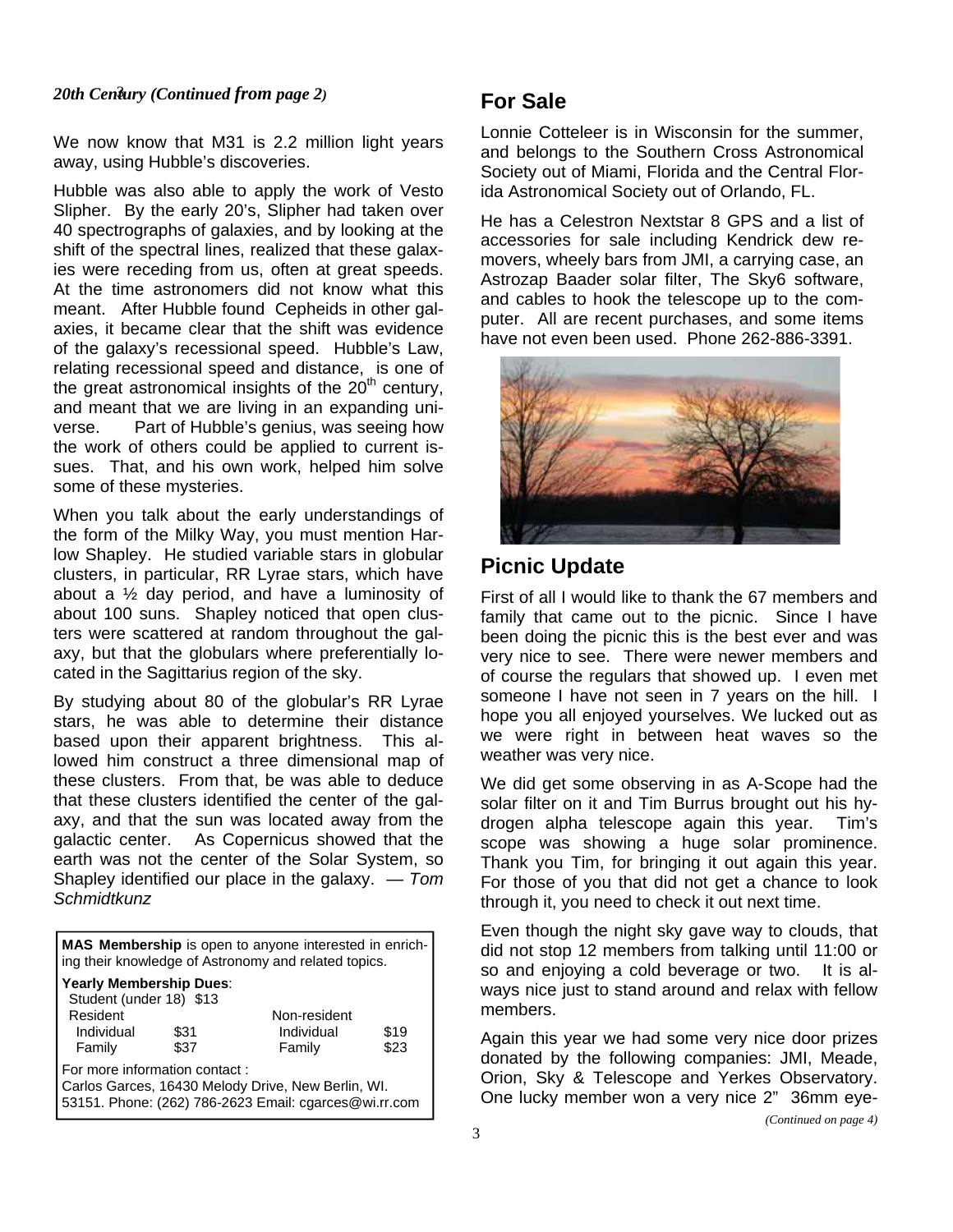*20th Century (Continued from page 2)*

We now know that M31 is 2.2 million light years away, using Hubble's discoveries.

Hubble was also able to apply the work of Vesto Slipher. By the early 20's, Slipher had taken over 40 spectrographs of galaxies, and by looking at the shift of the spectral lines, realized that these galaxies were receding from us, often at great speeds. At the time astronomers did not know what this meant. After Hubble found Cepheids in other galaxies, it became clear that the shift was evidence of the galaxy's recessional speed. Hubble's Law, relating recessional speed and distance, is one of the great astronomical insights of the 20th century, and meant that we are living in an expanding universe. Part of Hubble's genius, was seeing how the work of others could be applied to current issues. That, and his own work, helped him solve some of these mysteries.

When you talk about the early understandings of the form of the Milky Way, you must mention Harlow Shapley. He studied variable stars in globular clusters, in particular, RR Lyrae stars, which have about a ½ day period, and have a luminosity of about 100 suns. Shapley noticed that open clusters were scattered at random throughout the galaxy, but that the globulars where preferentially located in the Sagittarius region of the sky.

By studying about 80 of the globular's RR Lyrae stars, he was able to determine their distance based upon their apparent brightness. This allowed him construct a three dimensional map of these clusters. From that, be was able to deduce that these clusters identified the center of the galaxy, and that the sun was located away from the galactic center. As Copernicus showed that the earth was not the center of the Solar System, so Shapley identified our place in the galaxy. — *Tom Schmidtkunz*

**MAS Membership** is open to anyone interested in enriching their knowledge of Astronomy and related topics.

**Yearly Membership Dues**:

Student (under 18) $13

| Resident | | Non-resident | |
|---|---|---|---|
| Individual | $31 | Individual | $19 |
| Family | $37 | Family | $23 |

For more information contact :
Carlos Garces, 16430 Melody Drive, New Berlin, WI. 53151. Phone: (262) 786-2623 Email: cgarces@wi.rr.com

## For Sale

Lonnie Cotteleer is in Wisconsin for the summer, and belongs to the Southern Cross Astronomical Society out of Miami, Florida and the Central Florida Astronomical Society out of Orlando, FL.

He has a Celestron Nextstar 8 GPS and a list of accessories for sale including Kendrick dew removers, wheely bars from JMI, a carrying case, an Astrozap Baader solar filter, The Sky6 software, and cables to hook the telescope up to the computer. All are recent purchases, and some items have not even been used. Phone 262-886-3391.

## Picnic Update

First of all I would like to thank the 67 members and family that came out to the picnic. Since I have been doing the picnic this is the best ever and was very nice to see. There were newer members and of course the regulars that showed up. I even met someone I have not seen in 7 years on the hill. I hope you all enjoyed yourselves. We lucked out as we were right in between heat waves so the weather was very nice.

We did get some observing in as A-Scope had the solar filter on it and Tim Burrus brought out his hydrogen alpha telescope again this year. Tim's scope was showing a huge solar prominence. Thank you Tim, for bringing it out again this year. For those of you that did not get a chance to look through it, you need to check it out next time.

Even though the night sky gave way to clouds, that did not stop 12 members from talking until 11:00 or so and enjoying a cold beverage or two. It is always nice just to stand around and relax with fellow members.

Again this year we had some very nice door prizes donated by the following companies: JMI, Meade, Orion, Sky & Telescope and Yerkes Observatory. One lucky member won a very nice 2" 36mm eye-

*(Continued on page 4)*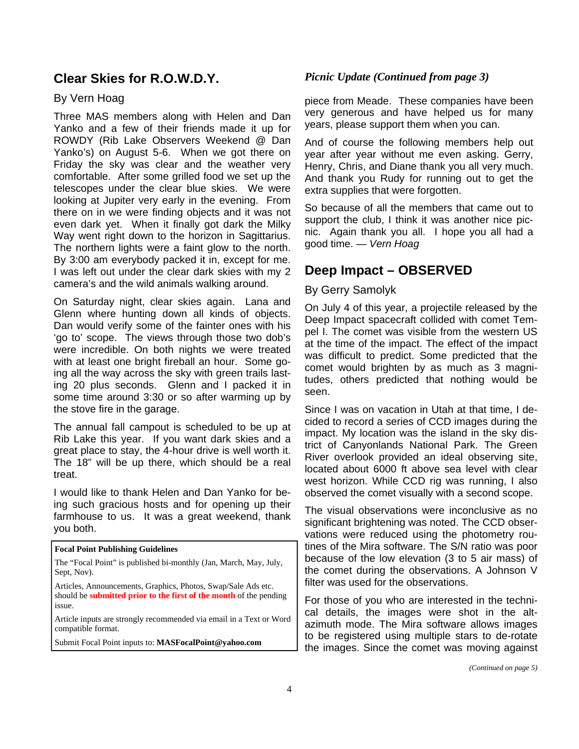## Clear Skies for R.O.W.D.Y.

By Vern Hoag

Three MAS members along with Helen and Dan Yanko and a few of their friends made it up for ROWDY (Rib Lake Observers Weekend @ Dan Yanko's) on August 5-6. When we got there on Friday the sky was clear and the weather very comfortable. After some grilled food we set up the telescopes under the clear blue skies. We were looking at Jupiter very early in the evening. From there on in we were finding objects and it was not even dark yet. When it finally got dark the Milky Way went right down to the horizon in Sagittarius. The northern lights were a faint glow to the north. By 3:00 am everybody packed it in, except for me. I was left out under the clear dark skies with my 2 camera's and the wild animals walking around.

On Saturday night, clear skies again. Lana and Glenn where hunting down all kinds of objects. Dan would verify some of the fainter ones with his 'go to' scope. The views through those two dob's were incredible. On both nights we were treated with at least one bright fireball an hour. Some going all the way across the sky with green trails lasting 20 plus seconds. Glenn and I packed it in some time around 3:30 or so after warming up by the stove fire in the garage.

The annual fall campout is scheduled to be up at Rib Lake this year. If you want dark skies and a great place to stay, the 4-hour drive is well worth it. The 18" will be up there, which should be a real treat.

I would like to thank Helen and Dan Yanko for being such gracious hosts and for opening up their farmhouse to us. It was a great weekend, thank you both.

**Focal Point Publishing Guidelines**

The "Focal Point" is published bi-monthly (Jan, March, May, July, Sept, Nov).

Articles, Announcements, Graphics, Photos, Swap/Sale Ads etc. should be **submitted prior to the first of the month** of the pending issue.

Article inputs are strongly recommended via email in a Text or Word compatible format.

Submit Focal Point inputs to: **MASFocalPoint@yahoo.com**

### *Picnic Update (Continued from page 3)*

piece from Meade. These companies have been very generous and have helped us for many years, please support them when you can.

And of course the following members help out year after year without me even asking. Gerry, Henry, Chris, and Diane thank you all very much. And thank you Rudy for running out to get the extra supplies that were forgotten.

So because of all the members that came out to support the club, I think it was another nice picnic. Again thank you all. I hope you all had a good time. — *Vern Hoag*

## Deep Impact – OBSERVED

By Gerry Samolyk

On July 4 of this year, a projectile released by the Deep Impact spacecraft collided with comet Tempel I. The comet was visible from the western US at the time of the impact. The effect of the impact was difficult to predict. Some predicted that the comet would brighten by as much as 3 magnitudes, others predicted that nothing would be seen.

Since I was on vacation in Utah at that time, I decided to record a series of CCD images during the impact. My location was the island in the sky district of Canyonlands National Park. The Green River overlook provided an ideal observing site, located about 6000 ft above sea level with clear west horizon. While CCD rig was running, I also observed the comet visually with a second scope.

The visual observations were inconclusive as no significant brightening was noted. The CCD observations were reduced using the photometry routines of the Mira software. The S/N ratio was poor because of the low elevation (3 to 5 air mass) of the comet during the observations. A Johnson V filter was used for the observations.

For those of you who are interested in the technical details, the images were shot in the alt-azimuth mode. The Mira software allows images to be registered using multiple stars to de-rotate the images. Since the comet was moving against

*(Continued on page 5)*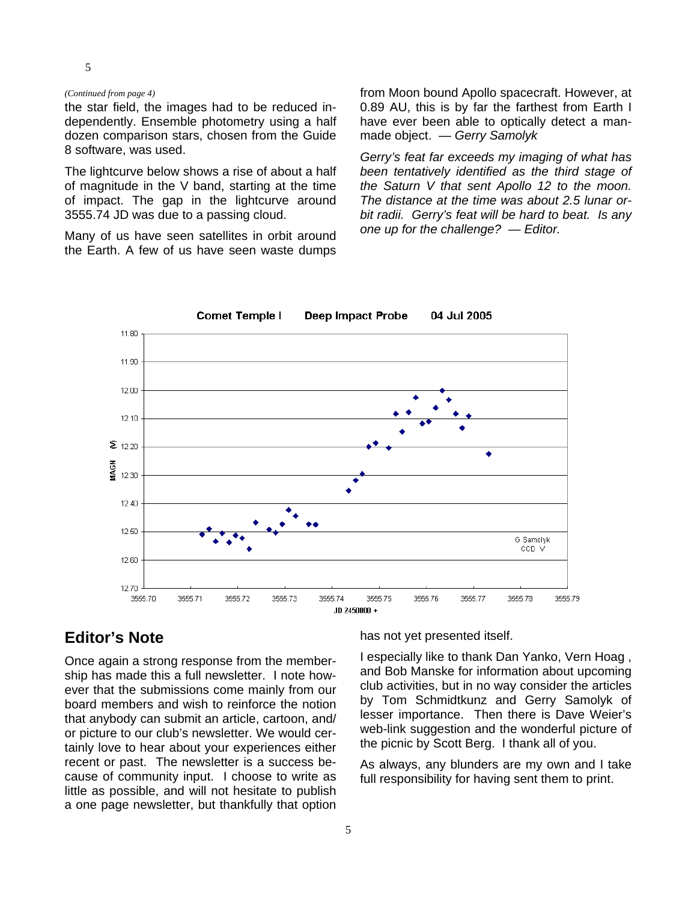*(Continued from page 4)*

the star field, the images had to be reduced independently. Ensemble photometry using a half dozen comparison stars, chosen from the Guide 8 software, was used.

The lightcurve below shows a rise of about a half of magnitude in the V band, starting at the time of impact. The gap in the lightcurve around 3555.74 JD was due to a passing cloud.

Many of us have seen satellites in orbit around the Earth. A few of us have seen waste dumps from Moon bound Apollo spacecraft. However, at 0.89 AU, this is by far the farthest from Earth I have ever been able to optically detect a man-made object. — *Gerry Samolyk*

*Gerry's feat far exceeds my imaging of what has been tentatively identified as the third stage of the Saturn V that sent Apollo 12 to the moon. The distance at the time was about 2.5 lunar orbit radii. Gerry's feat will be hard to beat. Is any one up for the challenge? — Editor.*

**Comet Temple I     Deep Impact Probe     04 Jul 2005**

## Editor's Note

Once again a strong response from the membership has made this a full newsletter. I note however that the submissions come mainly from our board members and wish to reinforce the notion that anybody can submit an article, cartoon, and/or picture to our club's newsletter. We would certainly love to hear about your experiences either recent or past. The newsletter is a success because of community input. I choose to write as little as possible, and will not hesitate to publish a one page newsletter, but thankfully that option has not yet presented itself.

I especially like to thank Dan Yanko, Vern Hoag , and Bob Manske for information about upcoming club activities, but in no way consider the articles by Tom Schmidtkunz and Gerry Samolyk of lesser importance. Then there is Dave Weier's web-link suggestion and the wonderful picture of the picnic by Scott Berg. I thank all of you.

As always, any blunders are my own and I take full responsibility for having sent them to print.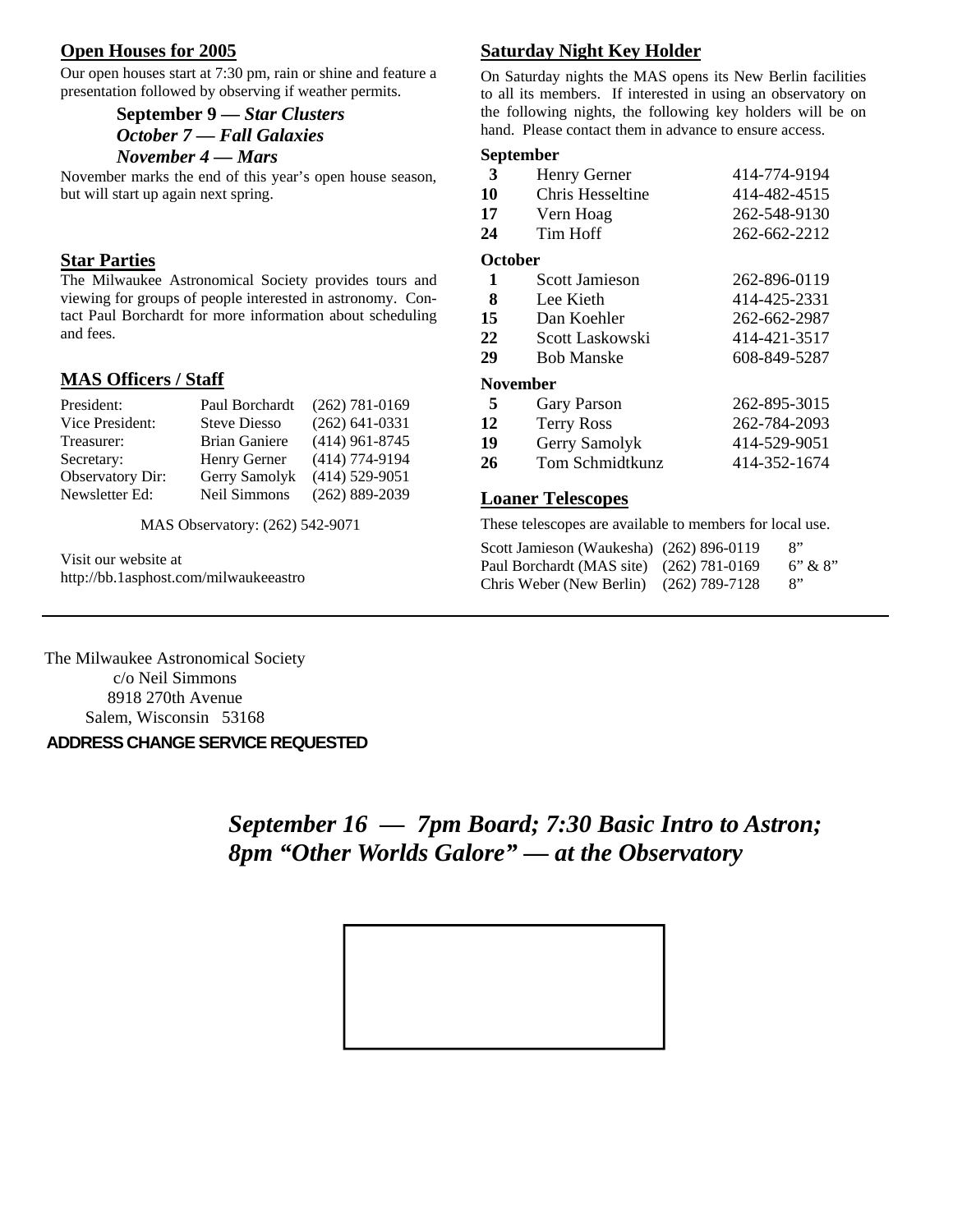## Open Houses for 2005

Our open houses start at 7:30 pm, rain or shine and feature a presentation followed by observing if weather permits.

**September 9 — *Star Clusters***
***October 7 — Fall Galaxies***
***November 4 — Mars***

November marks the end of this year's open house season, but will start up again next spring.

## Star Parties

The Milwaukee Astronomical Society provides tours and viewing for groups of people interested in astronomy. Contact Paul Borchardt for more information about scheduling and fees.

## MAS Officers / Staff

| | | |
|---|---|---|
| President: | Paul Borchardt | (262) 781-0169 |
| Vice President: | Steve Diesso | (262) 641-0331 |
| Treasurer: | Brian Ganiere | (414) 961-8745 |
| Secretary: | Henry Gerner | (414) 774-9194 |
| Observatory Dir: | Gerry Samolyk | (414) 529-9051 |
| Newsletter Ed: | Neil Simmons | (262) 889-2039 |

MAS Observatory: (262) 542-9071

Visit our website at
http://bb.1asphost.com/milwaukeeastro

## Saturday Night Key Holder

On Saturday nights the MAS opens its New Berlin facilities to all its members. If interested in using an observatory on the following nights, the following key holders will be on hand. Please contact them in advance to ensure access.

**September**

| | | |
|---|---|---|
| **3** | Henry Gerner | 414-774-9194 |
| **10** | Chris Hesseltine | 414-482-4515 |
| **17** | Vern Hoag | 262-548-9130 |
| **24** | Tim Hoff | 262-662-2212 |

**October**

| | | |
|---|---|---|
| **1** | Scott Jamieson | 262-896-0119 |
| **8** | Lee Kieth | 414-425-2331 |
| **15** | Dan Koehler | 262-662-2987 |
| **22** | Scott Laskowski | 414-421-3517 |
| **29** | Bob Manske | 608-849-5287 |

**November**

| | | |
|---|---|---|
| **5** | Gary Parson | 262-895-3015 |
| **12** | Terry Ross | 262-784-2093 |
| **19** | Gerry Samolyk | 414-529-9051 |
| **26** | Tom Schmidtkunz | 414-352-1674 |

## Loaner Telescopes

These telescopes are available to members for local use.

| | | |
|---|---|---|
| Scott Jamieson (Waukesha) | (262) 896-0119 | 8” |
| Paul Borchardt (MAS site) | (262) 781-0169 | 6” & 8” |
| Chris Weber (New Berlin) | (262) 789-7128 | 8” |

---

The Milwaukee Astronomical Society
c/o Neil Simmons
8918 270th Avenue
Salem, Wisconsin 53168

**ADDRESS CHANGE SERVICE REQUESTED**

***September 16 — 7pm Board; 7:30 Basic Intro to Astron; 8pm “Other Worlds Galore” — at the Observatory***